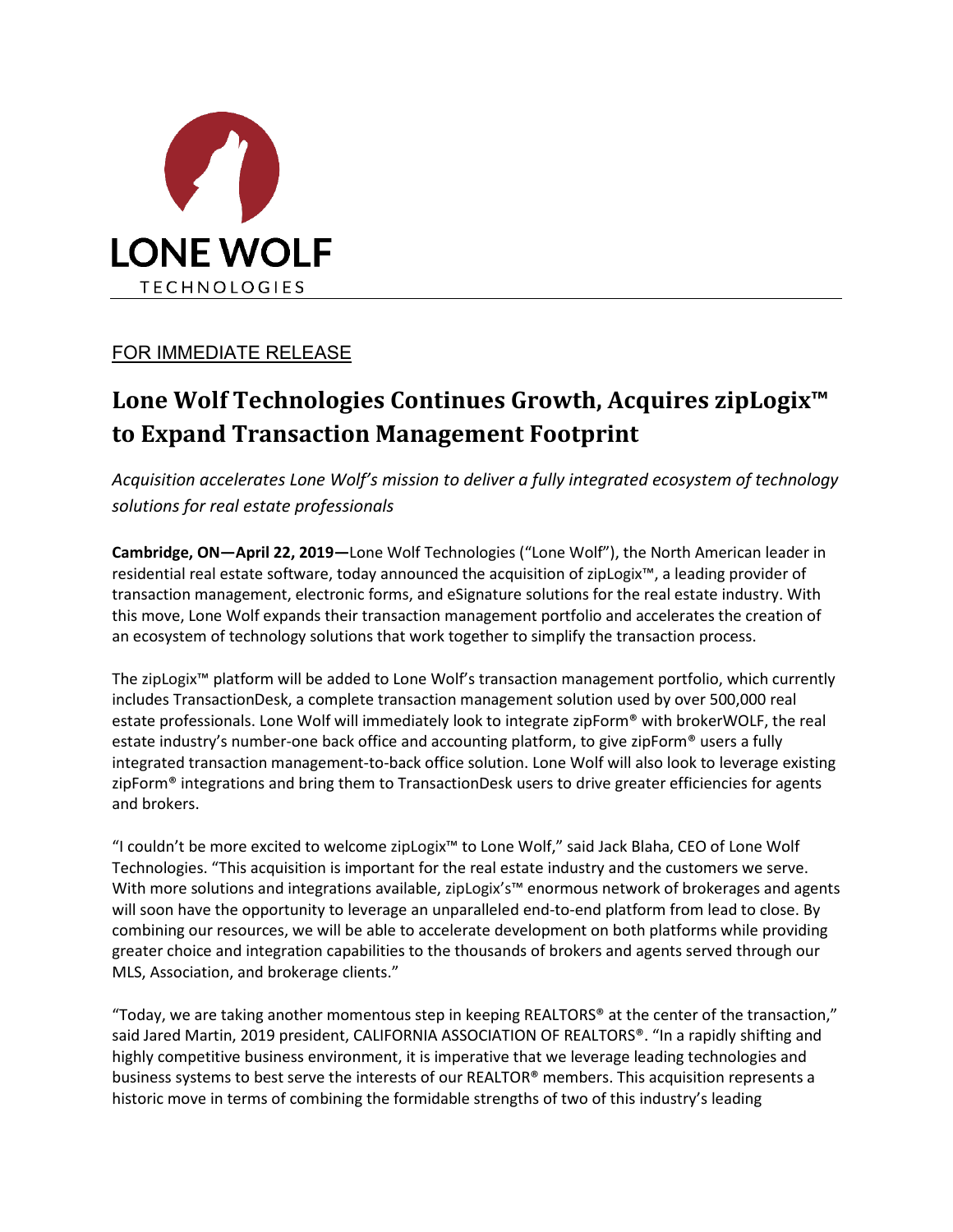LONE WOLF
TECHNOLOGIES

FOR IMMEDIATE RELEASE

# Lone Wolf Technologies Continues Growth, Acquires zipLogix™ to Expand Transaction Management Footprint

*Acquisition accelerates Lone Wolf's mission to deliver a fully integrated ecosystem of technology solutions for real estate professionals*

**Cambridge, ON—April 22, 2019—**Lone Wolf Technologies ("Lone Wolf"), the North American leader in residential real estate software, today announced the acquisition of zipLogix™, a leading provider of transaction management, electronic forms, and eSignature solutions for the real estate industry. With this move, Lone Wolf expands their transaction management portfolio and accelerates the creation of an ecosystem of technology solutions that work together to simplify the transaction process.

The zipLogix™ platform will be added to Lone Wolf's transaction management portfolio, which currently includes TransactionDesk, a complete transaction management solution used by over 500,000 real estate professionals. Lone Wolf will immediately look to integrate zipForm® with brokerWOLF, the real estate industry's number-one back office and accounting platform, to give zipForm® users a fully integrated transaction management-to-back office solution. Lone Wolf will also look to leverage existing zipForm® integrations and bring them to TransactionDesk users to drive greater efficiencies for agents and brokers.

"I couldn't be more excited to welcome zipLogix™ to Lone Wolf," said Jack Blaha, CEO of Lone Wolf Technologies. "This acquisition is important for the real estate industry and the customers we serve. With more solutions and integrations available, zipLogix's™ enormous network of brokerages and agents will soon have the opportunity to leverage an unparalleled end-to-end platform from lead to close. By combining our resources, we will be able to accelerate development on both platforms while providing greater choice and integration capabilities to the thousands of brokers and agents served through our MLS, Association, and brokerage clients."

"Today, we are taking another momentous step in keeping REALTORS® at the center of the transaction," said Jared Martin, 2019 president, CALIFORNIA ASSOCIATION OF REALTORS®. "In a rapidly shifting and highly competitive business environment, it is imperative that we leverage leading technologies and business systems to best serve the interests of our REALTOR® members. This acquisition represents a historic move in terms of combining the formidable strengths of two of this industry's leading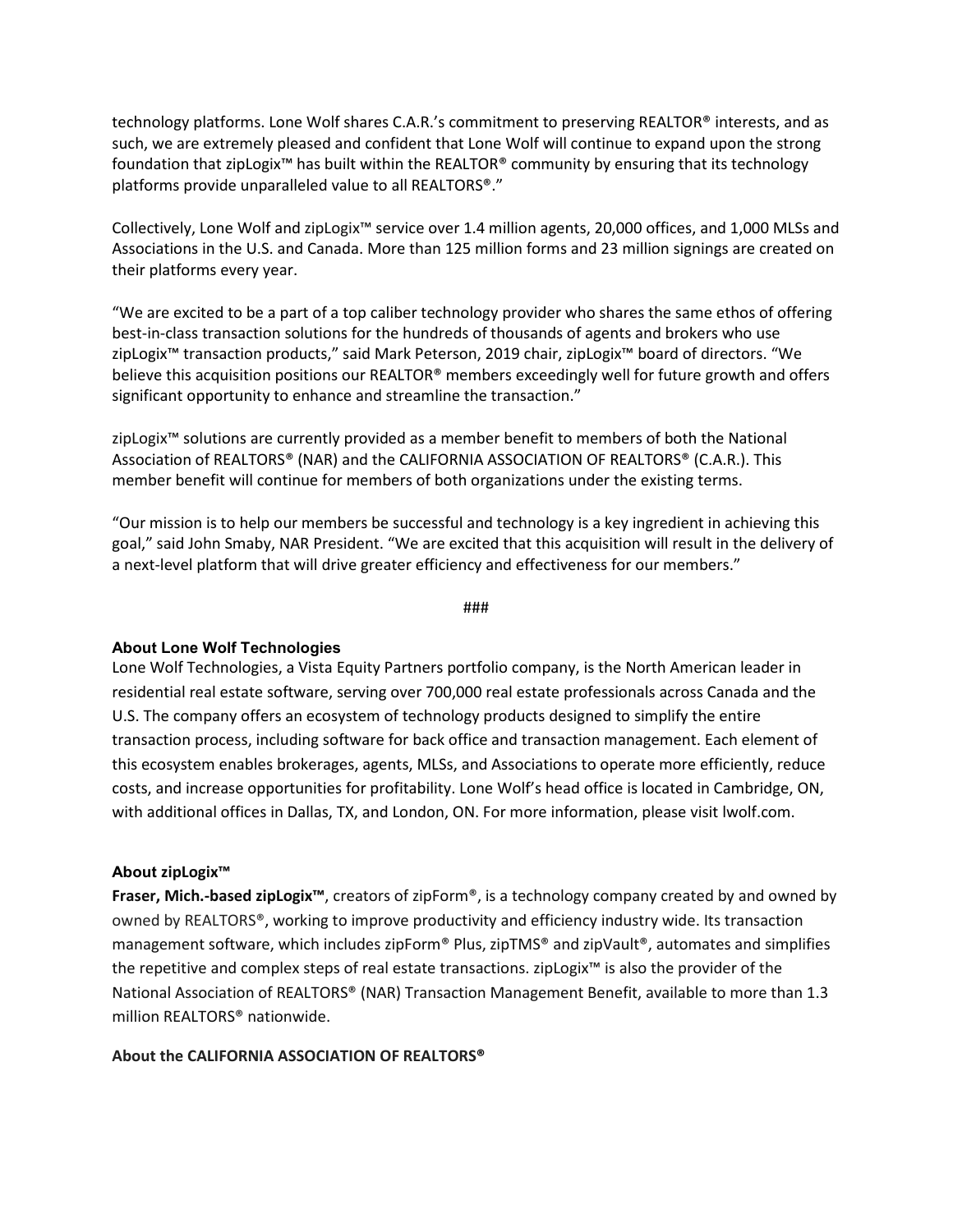technology platforms. Lone Wolf shares C.A.R.'s commitment to preserving REALTOR® interests, and as such, we are extremely pleased and confident that Lone Wolf will continue to expand upon the strong foundation that zipLogix™ has built within the REALTOR® community by ensuring that its technology platforms provide unparalleled value to all REALTORS®."

Collectively, Lone Wolf and zipLogix™ service over 1.4 million agents, 20,000 offices, and 1,000 MLSs and Associations in the U.S. and Canada. More than 125 million forms and 23 million signings are created on their platforms every year.

"We are excited to be a part of a top caliber technology provider who shares the same ethos of offering best-in-class transaction solutions for the hundreds of thousands of agents and brokers who use zipLogix™ transaction products," said Mark Peterson, 2019 chair, zipLogix™ board of directors. "We believe this acquisition positions our REALTOR® members exceedingly well for future growth and offers significant opportunity to enhance and streamline the transaction."

zipLogix™ solutions are currently provided as a member benefit to members of both the National Association of REALTORS® (NAR) and the CALIFORNIA ASSOCIATION OF REALTORS® (C.A.R.). This member benefit will continue for members of both organizations under the existing terms.

"Our mission is to help our members be successful and technology is a key ingredient in achieving this goal," said John Smaby, NAR President. "We are excited that this acquisition will result in the delivery of a next-level platform that will drive greater efficiency and effectiveness for our members."

###

**About Lone Wolf Technologies**

Lone Wolf Technologies, a Vista Equity Partners portfolio company, is the North American leader in residential real estate software, serving over 700,000 real estate professionals across Canada and the U.S. The company offers an ecosystem of technology products designed to simplify the entire transaction process, including software for back office and transaction management. Each element of this ecosystem enables brokerages, agents, MLSs, and Associations to operate more efficiently, reduce costs, and increase opportunities for profitability. Lone Wolf's head office is located in Cambridge, ON, with additional offices in Dallas, TX, and London, ON. For more information, please visit lwolf.com.

**About zipLogix™**

**Fraser, Mich.-based zipLogix™**, creators of zipForm®, is a technology company created by and owned by owned by REALTORS®, working to improve productivity and efficiency industry wide. Its transaction management software, which includes zipForm® Plus, zipTMS® and zipVault®, automates and simplifies the repetitive and complex steps of real estate transactions. zipLogix™ is also the provider of the National Association of REALTORS® (NAR) Transaction Management Benefit, available to more than 1.3 million REALTORS® nationwide.

**About the CALIFORNIA ASSOCIATION OF REALTORS®**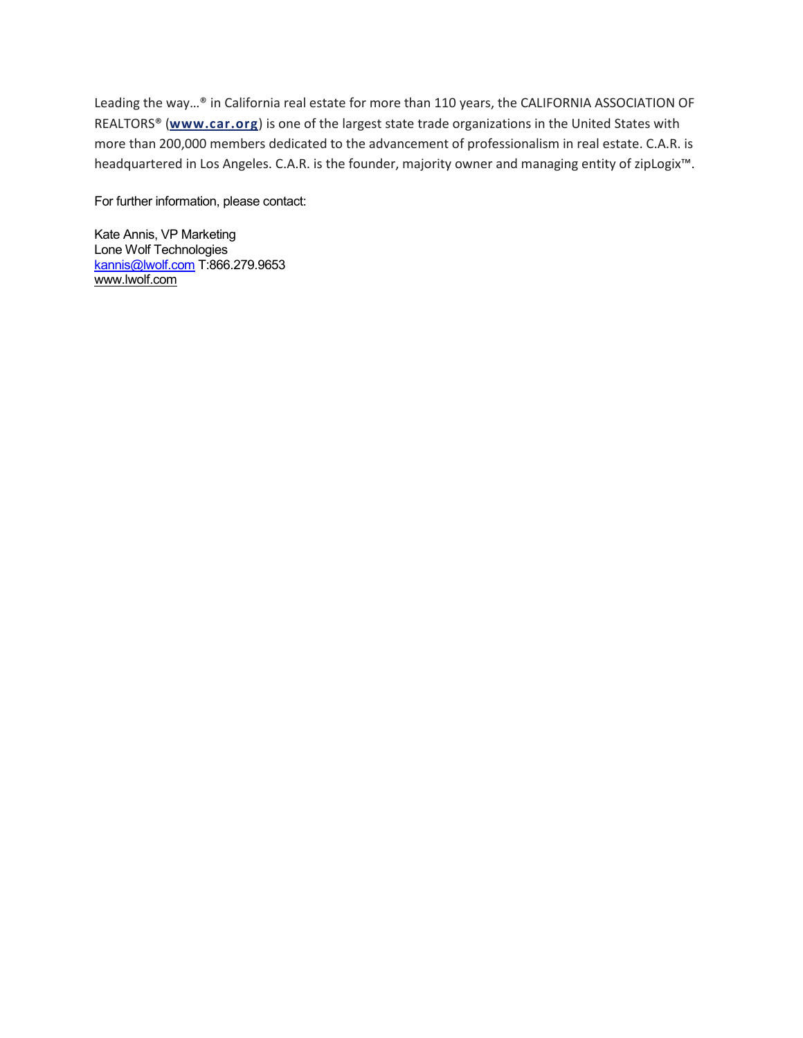Leading the way...® in California real estate for more than 110 years, the CALIFORNIA ASSOCIATION OF REALTORS® (**www.car.org**) is one of the largest state trade organizations in the United States with more than 200,000 members dedicated to the advancement of professionalism in real estate. C.A.R. is headquartered in Los Angeles. C.A.R. is the founder, majority owner and managing entity of zipLogix™.

For further information, please contact:

Kate Annis, VP Marketing
Lone Wolf Technologies
kannis@lwolf.com T:866.279.9653
www.lwolf.com